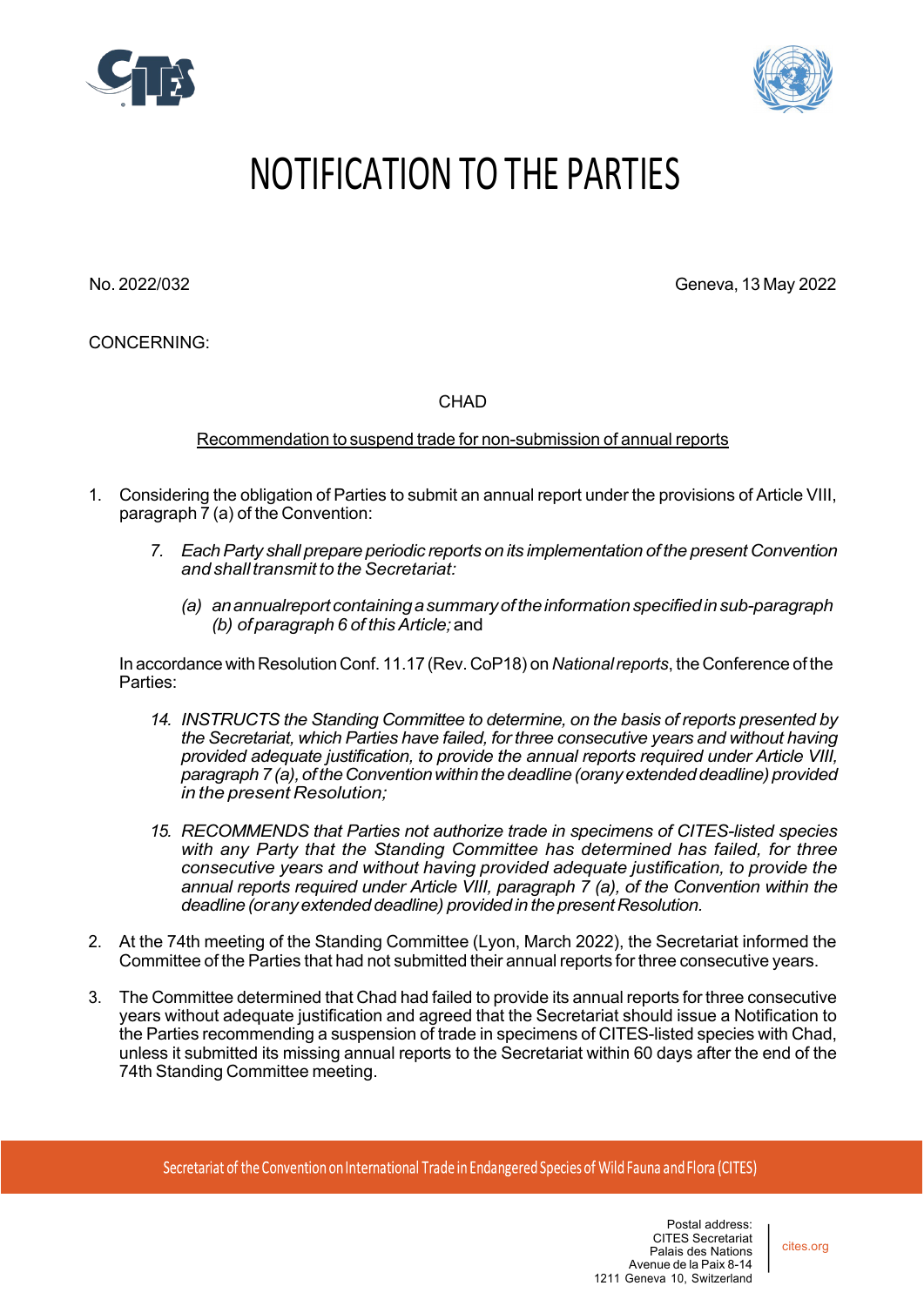# NOTIFICATION TO THE PARTIES

No. 2022/032

Geneva, 13 May 2022

CONCERNING:

CHAD

Recommendation to suspend trade for non-submission of annual reports

1. Considering the obligation of Parties to submit an annual report under the provisions of Article VIII, paragraph 7 (a) of the Convention:

   *7. Each Party shall prepare periodic reports on its implementation of the present Convention and shall transmit to the Secretariat:*

   *(a) an annual report containing a summary of the information specified in sub-paragraph (b) of paragraph 6 of this Article;* and

   In accordance with Resolution Conf. 11.17 (Rev. CoP18) on *National reports*, the Conference of the Parties:

   *14. INSTRUCTS the Standing Committee to determine, on the basis of reports presented by the Secretariat, which Parties have failed, for three consecutive years and without having provided adequate justification, to provide the annual reports required under Article VIII, paragraph 7 (a), of the Convention within the deadline (or any extended deadline) provided in the present Resolution;*

   *15. RECOMMENDS that Parties not authorize trade in specimens of CITES-listed species with any Party that the Standing Committee has determined has failed, for three consecutive years and without having provided adequate justification, to provide the annual reports required under Article VIII, paragraph 7 (a), of the Convention within the deadline (or any extended deadline) provided in the present Resolution.*

2. At the 74th meeting of the Standing Committee (Lyon, March 2022), the Secretariat informed the Committee of the Parties that had not submitted their annual reports for three consecutive years.

3. The Committee determined that Chad had failed to provide its annual reports for three consecutive years without adequate justification and agreed that the Secretariat should issue a Notification to the Parties recommending a suspension of trade in specimens of CITES-listed species with Chad, unless it submitted its missing annual reports to the Secretariat within 60 days after the end of the 74th Standing Committee meeting.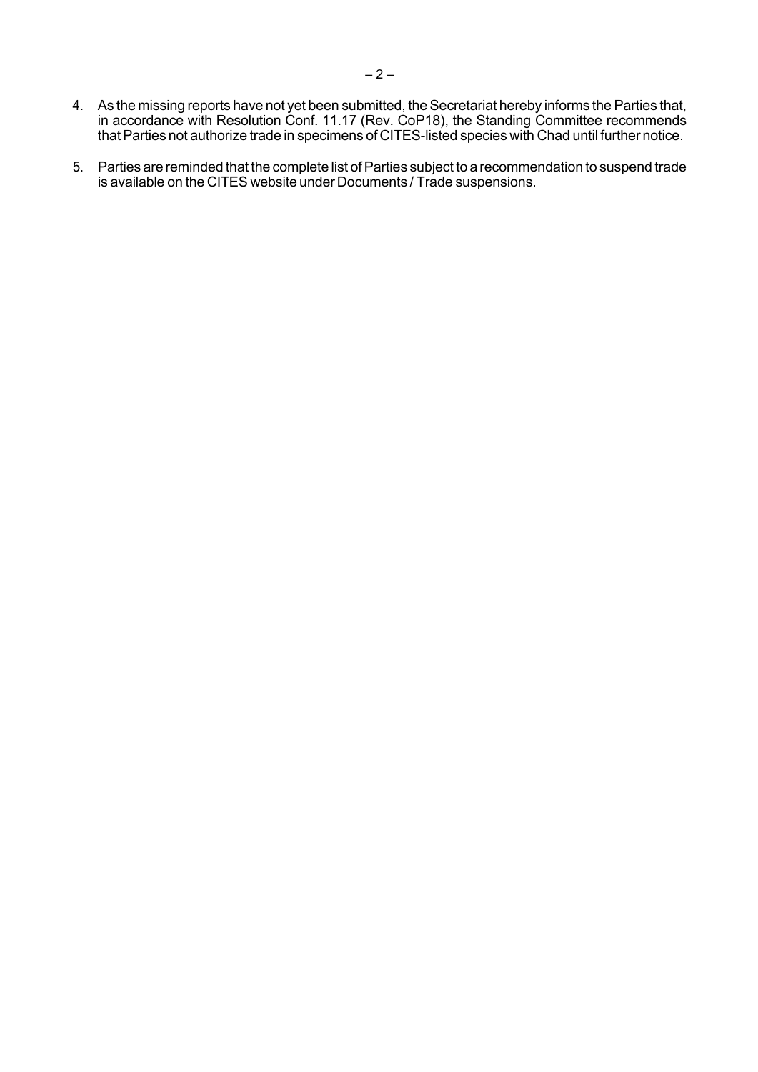4. As the missing reports have not yet been submitted, the Secretariat hereby informs the Parties that, in accordance with Resolution Conf. 11.17 (Rev. CoP18), the Standing Committee recommends that Parties not authorize trade in specimens of CITES-listed species with Chad until further notice.

5. Parties are reminded that the complete list of Parties subject to a recommendation to suspend trade is available on the CITES website under Documents / Trade suspensions.